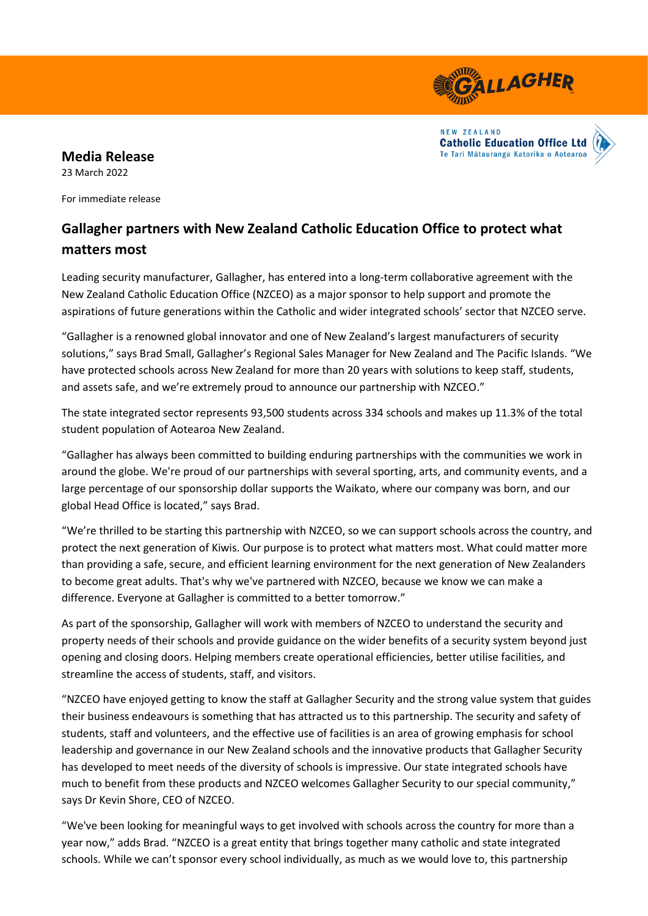NEW ZEALAND
Catholic Education Office Ltd
Te Tari Mātauranga Katorika o Aotearoa

**Media Release**
23 March 2022

For immediate release

## Gallagher partners with New Zealand Catholic Education Office to protect what matters most

Leading security manufacturer, Gallagher, has entered into a long-term collaborative agreement with the New Zealand Catholic Education Office (NZCEO) as a major sponsor to help support and promote the aspirations of future generations within the Catholic and wider integrated schools' sector that NZCEO serve.

"Gallagher is a renowned global innovator and one of New Zealand's largest manufacturers of security solutions," says Brad Small, Gallagher's Regional Sales Manager for New Zealand and The Pacific Islands. "We have protected schools across New Zealand for more than 20 years with solutions to keep staff, students, and assets safe, and we're extremely proud to announce our partnership with NZCEO."

The state integrated sector represents 93,500 students across 334 schools and makes up 11.3% of the total student population of Aotearoa New Zealand.

"Gallagher has always been committed to building enduring partnerships with the communities we work in around the globe. We're proud of our partnerships with several sporting, arts, and community events, and a large percentage of our sponsorship dollar supports the Waikato, where our company was born, and our global Head Office is located," says Brad.

"We're thrilled to be starting this partnership with NZCEO, so we can support schools across the country, and protect the next generation of Kiwis. Our purpose is to protect what matters most. What could matter more than providing a safe, secure, and efficient learning environment for the next generation of New Zealanders to become great adults. That's why we've partnered with NZCEO, because we know we can make a difference. Everyone at Gallagher is committed to a better tomorrow."

As part of the sponsorship, Gallagher will work with members of NZCEO to understand the security and property needs of their schools and provide guidance on the wider benefits of a security system beyond just opening and closing doors. Helping members create operational efficiencies, better utilise facilities, and streamline the access of students, staff, and visitors.

"NZCEO have enjoyed getting to know the staff at Gallagher Security and the strong value system that guides their business endeavours is something that has attracted us to this partnership. The security and safety of students, staff and volunteers, and the effective use of facilities is an area of growing emphasis for school leadership and governance in our New Zealand schools and the innovative products that Gallagher Security has developed to meet needs of the diversity of schools is impressive. Our state integrated schools have much to benefit from these products and NZCEO welcomes Gallagher Security to our special community," says Dr Kevin Shore, CEO of NZCEO.

"We've been looking for meaningful ways to get involved with schools across the country for more than a year now," adds Brad. "NZCEO is a great entity that brings together many catholic and state integrated schools. While we can't sponsor every school individually, as much as we would love to, this partnership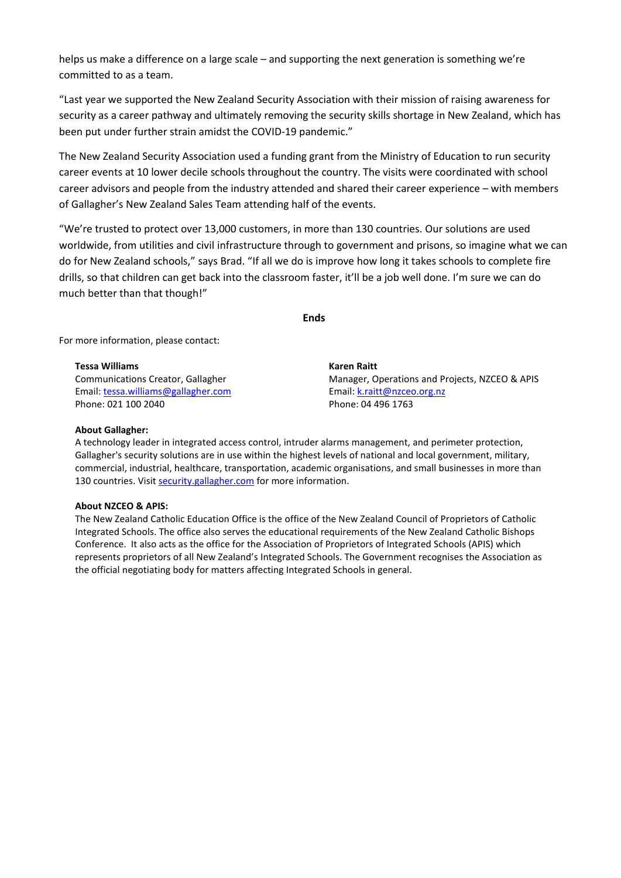helps us make a difference on a large scale – and supporting the next generation is something we're committed to as a team.

"Last year we supported the New Zealand Security Association with their mission of raising awareness for security as a career pathway and ultimately removing the security skills shortage in New Zealand, which has been put under further strain amidst the COVID-19 pandemic."

The New Zealand Security Association used a funding grant from the Ministry of Education to run security career events at 10 lower decile schools throughout the country. The visits were coordinated with school career advisors and people from the industry attended and shared their career experience – with members of Gallagher's New Zealand Sales Team attending half of the events.

"We're trusted to protect over 13,000 customers, in more than 130 countries. Our solutions are used worldwide, from utilities and civil infrastructure through to government and prisons, so imagine what we can do for New Zealand schools," says Brad. "If all we do is improve how long it takes schools to complete fire drills, so that children can get back into the classroom faster, it'll be a job well done. I'm sure we can do much better than that though!"

**Ends**

For more information, please contact:

**Tessa Williams**
Communications Creator, Gallagher
Email: tessa.williams@gallagher.com
Phone: 021 100 2040

**Karen Raitt**
Manager, Operations and Projects, NZCEO & APIS
Email: k.raitt@nzceo.org.nz
Phone: 04 496 1763

**About Gallagher:**
A technology leader in integrated access control, intruder alarms management, and perimeter protection, Gallagher's security solutions are in use within the highest levels of national and local government, military, commercial, industrial, healthcare, transportation, academic organisations, and small businesses in more than 130 countries. Visit security.gallagher.com for more information.

**About NZCEO & APIS:**
The New Zealand Catholic Education Office is the office of the New Zealand Council of Proprietors of Catholic Integrated Schools. The office also serves the educational requirements of the New Zealand Catholic Bishops Conference. It also acts as the office for the Association of Proprietors of Integrated Schools (APIS) which represents proprietors of all New Zealand's Integrated Schools. The Government recognises the Association as the official negotiating body for matters affecting Integrated Schools in general.